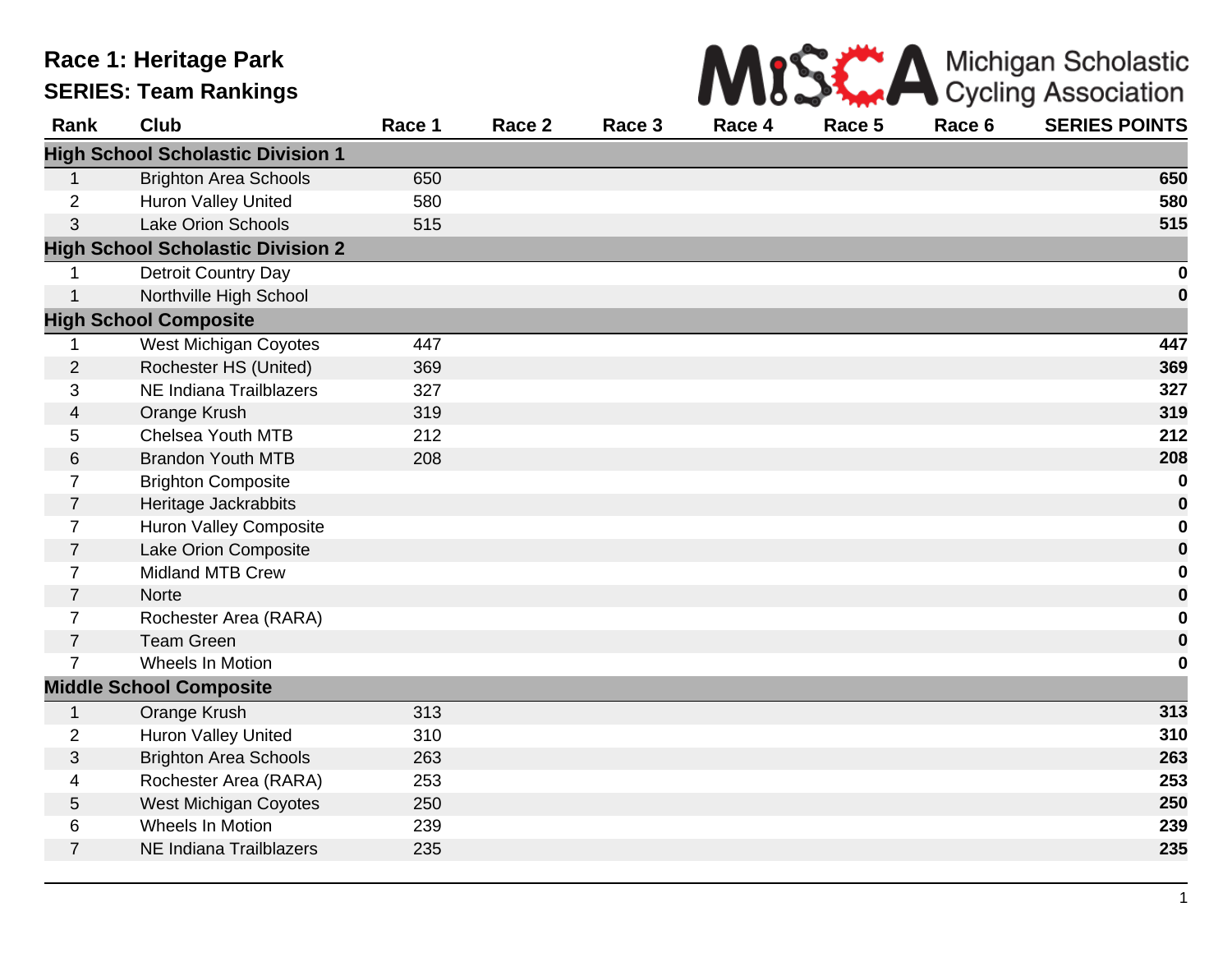# Race 1: Heritage Park

## SERIES: Team Rankings

Michigan Scholastic Cycling Association

| Rank | Club | Race 1 | Race 2 | Race 3 | Race 4 | Race 5 | Race 6 | SERIES POINTS |
|---|---|---|---|---|---|---|---|---|
| **High School Scholastic Division 1** | | | | | | | | |
| 1 | Brighton Area Schools | 650 | | | | | | **650** |
| 2 | Huron Valley United | 580 | | | | | | **580** |
| 3 | Lake Orion Schools | 515 | | | | | | **515** |
| **High School Scholastic Division 2** | | | | | | | | |
| 1 | Detroit Country Day | | | | | | | **0** |
| 1 | Northville High School | | | | | | | **0** |
| **High School Composite** | | | | | | | | |
| 1 | West Michigan Coyotes | 447 | | | | | | **447** |
| 2 | Rochester HS (United) | 369 | | | | | | **369** |
| 3 | NE Indiana Trailblazers | 327 | | | | | | **327** |
| 4 | Orange Krush | 319 | | | | | | **319** |
| 5 | Chelsea Youth MTB | 212 | | | | | | **212** |
| 6 | Brandon Youth MTB | 208 | | | | | | **208** |
| 7 | Brighton Composite | | | | | | | **0** |
| 7 | Heritage Jackrabbits | | | | | | | **0** |
| 7 | Huron Valley Composite | | | | | | | **0** |
| 7 | Lake Orion Composite | | | | | | | **0** |
| 7 | Midland MTB Crew | | | | | | | **0** |
| 7 | Norte | | | | | | | **0** |
| 7 | Rochester Area (RARA) | | | | | | | **0** |
| 7 | Team Green | | | | | | | **0** |
| 7 | Wheels In Motion | | | | | | | **0** |
| **Middle School Composite** | | | | | | | | |
| 1 | Orange Krush | 313 | | | | | | **313** |
| 2 | Huron Valley United | 310 | | | | | | **310** |
| 3 | Brighton Area Schools | 263 | | | | | | **263** |
| 4 | Rochester Area (RARA) | 253 | | | | | | **253** |
| 5 | West Michigan Coyotes | 250 | | | | | | **250** |
| 6 | Wheels In Motion | 239 | | | | | | **239** |
| 7 | NE Indiana Trailblazers | 235 | | | | | | **235** |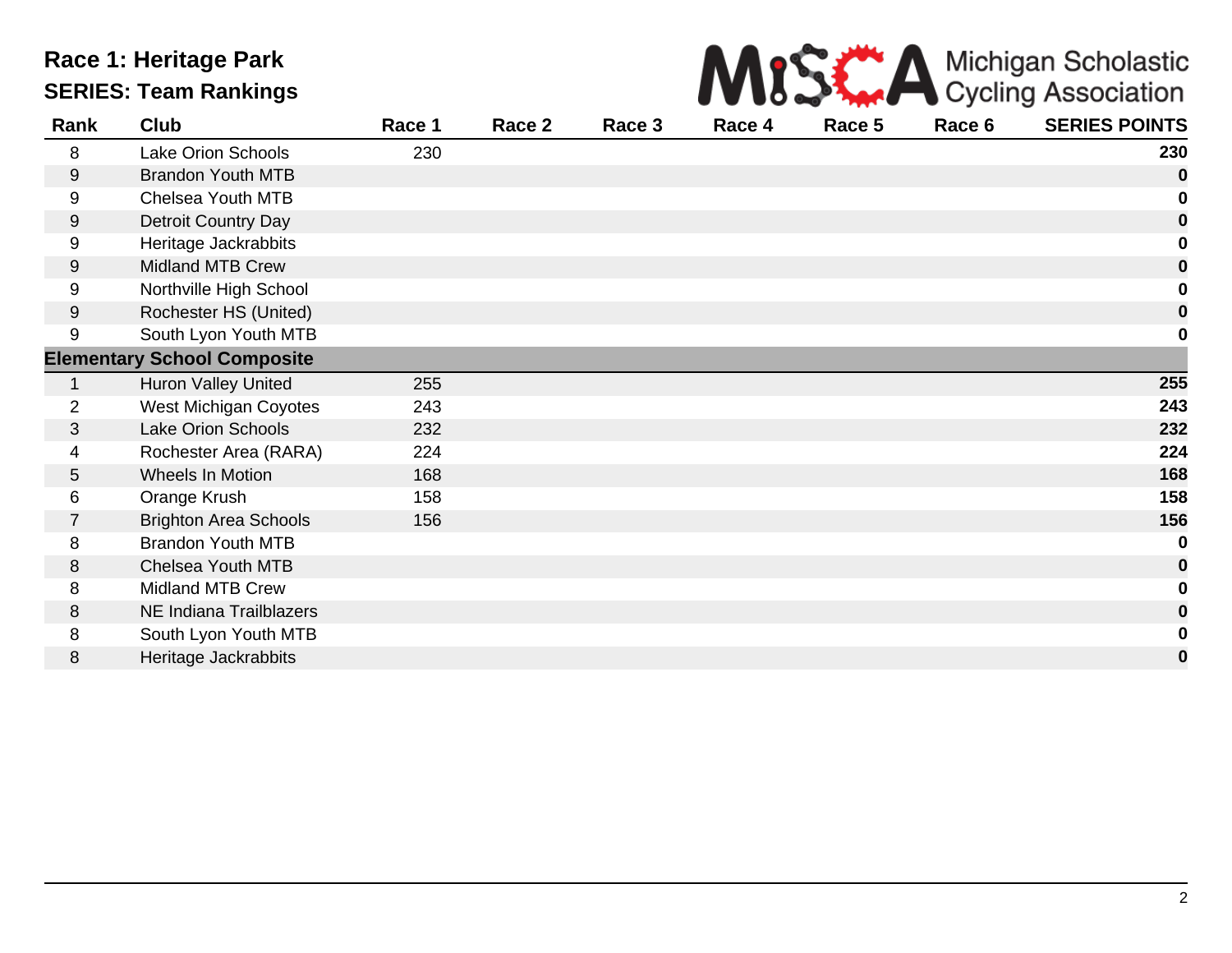## Race 1: Heritage Park
## SERIES: Team Rankings

Michigan Scholastic Cycling Association

| Rank | Club | Race 1 | Race 2 | Race 3 | Race 4 | Race 5 | Race 6 | SERIES POINTS |
|---|---|---|---|---|---|---|---|---|
| 8 | Lake Orion Schools | 230 | | | | | | **230** |
| 9 | Brandon Youth MTB | | | | | | | **0** |
| 9 | Chelsea Youth MTB | | | | | | | **0** |
| 9 | Detroit Country Day | | | | | | | **0** |
| 9 | Heritage Jackrabbits | | | | | | | **0** |
| 9 | Midland MTB Crew | | | | | | | **0** |
| 9 | Northville High School | | | | | | | **0** |
| 9 | Rochester HS (United) | | | | | | | **0** |
| 9 | South Lyon Youth MTB | | | | | | | **0** |
| **Elementary School Composite** | | | | | | | | |
| 1 | Huron Valley United | 255 | | | | | | **255** |
| 2 | West Michigan Coyotes | 243 | | | | | | **243** |
| 3 | Lake Orion Schools | 232 | | | | | | **232** |
| 4 | Rochester Area (RARA) | 224 | | | | | | **224** |
| 5 | Wheels In Motion | 168 | | | | | | **168** |
| 6 | Orange Krush | 158 | | | | | | **158** |
| 7 | Brighton Area Schools | 156 | | | | | | **156** |
| 8 | Brandon Youth MTB | | | | | | | **0** |
| 8 | Chelsea Youth MTB | | | | | | | **0** |
| 8 | Midland MTB Crew | | | | | | | **0** |
| 8 | NE Indiana Trailblazers | | | | | | | **0** |
| 8 | South Lyon Youth MTB | | | | | | | **0** |
| 8 | Heritage Jackrabbits | | | | | | | **0** |